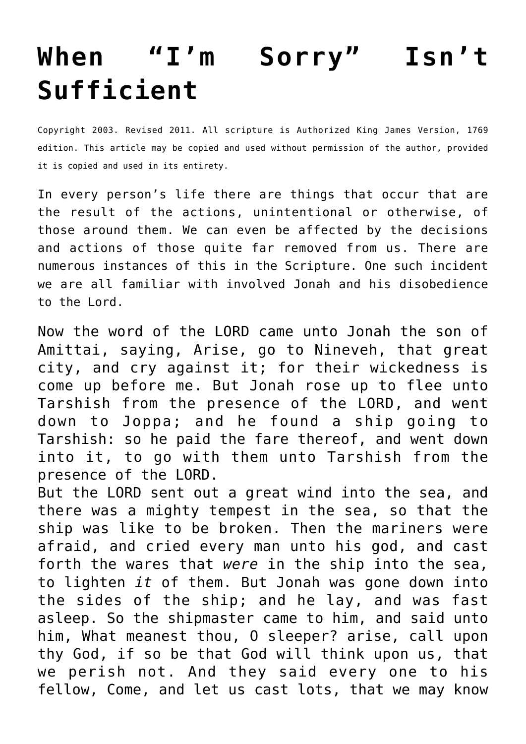# When "I'm Sorry" Isn't Sufficient

Copyright 2003. Revised 2011. All scripture is Authorized King James Version, 1769 edition. This article may be copied and used without permission of the author, provided it is copied and used in its entirety.

In every person's life there are things that occur that are the result of the actions, unintentional or otherwise, of those around them. We can even be affected by the decisions and actions of those quite far removed from us. There are numerous instances of this in the Scripture. One such incident we are all familiar with involved Jonah and his disobedience to the Lord.

Now the word of the LORD came unto Jonah the son of Amittai, saying, Arise, go to Nineveh, that great city, and cry against it; for their wickedness is come up before me. But Jonah rose up to flee unto Tarshish from the presence of the LORD, and went down to Joppa; and he found a ship going to Tarshish: so he paid the fare thereof, and went down into it, to go with them unto Tarshish from the presence of the LORD.
But the LORD sent out a great wind into the sea, and there was a mighty tempest in the sea, so that the ship was like to be broken. Then the mariners were afraid, and cried every man unto his god, and cast forth the wares that *were* in the ship into the sea, to lighten *it* of them. But Jonah was gone down into the sides of the ship; and he lay, and was fast asleep. So the shipmaster came to him, and said unto him, What meanest thou, O sleeper? arise, call upon thy God, if so be that God will think upon us, that we perish not. And they said every one to his fellow, Come, and let us cast lots, that we may know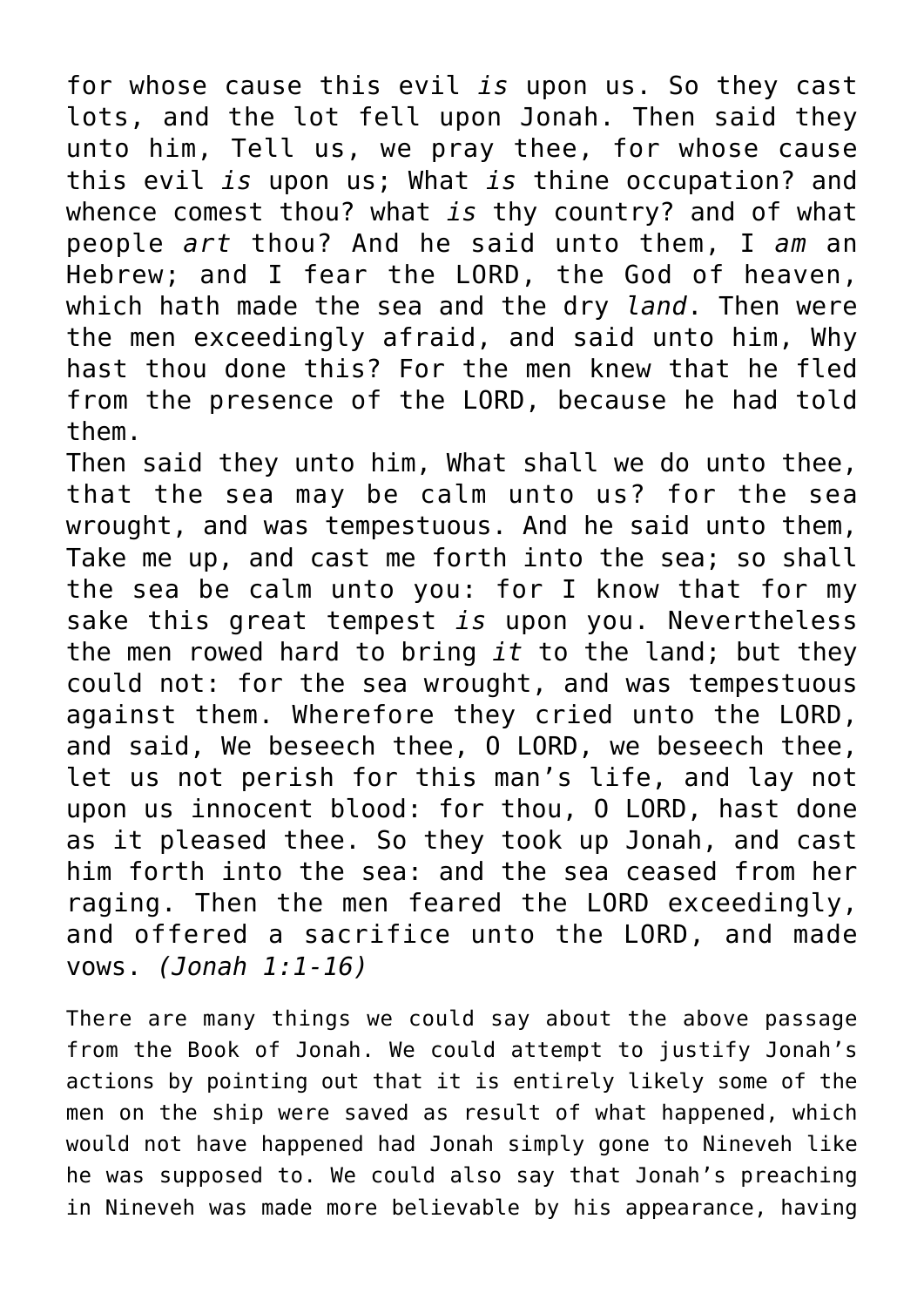for whose cause this evil *is* upon us. So they cast lots, and the lot fell upon Jonah. Then said they unto him, Tell us, we pray thee, for whose cause this evil *is* upon us; What *is* thine occupation? and whence comest thou? what *is* thy country? and of what people *art* thou? And he said unto them, I *am* an Hebrew; and I fear the LORD, the God of heaven, which hath made the sea and the dry *land*. Then were the men exceedingly afraid, and said unto him, Why hast thou done this? For the men knew that he fled from the presence of the LORD, because he had told them.

Then said they unto him, What shall we do unto thee, that the sea may be calm unto us? for the sea wrought, and was tempestuous. And he said unto them, Take me up, and cast me forth into the sea; so shall the sea be calm unto you: for I know that for my sake this great tempest *is* upon you. Nevertheless the men rowed hard to bring *it* to the land; but they could not: for the sea wrought, and was tempestuous against them. Wherefore they cried unto the LORD, and said, We beseech thee, O LORD, we beseech thee, let us not perish for this man's life, and lay not upon us innocent blood: for thou, O LORD, hast done as it pleased thee. So they took up Jonah, and cast him forth into the sea: and the sea ceased from her raging. Then the men feared the LORD exceedingly, and offered a sacrifice unto the LORD, and made vows. *(Jonah 1:1-16)*

There are many things we could say about the above passage from the Book of Jonah. We could attempt to justify Jonah's actions by pointing out that it is entirely likely some of the men on the ship were saved as result of what happened, which would not have happened had Jonah simply gone to Nineveh like he was supposed to. We could also say that Jonah's preaching in Nineveh was made more believable by his appearance, having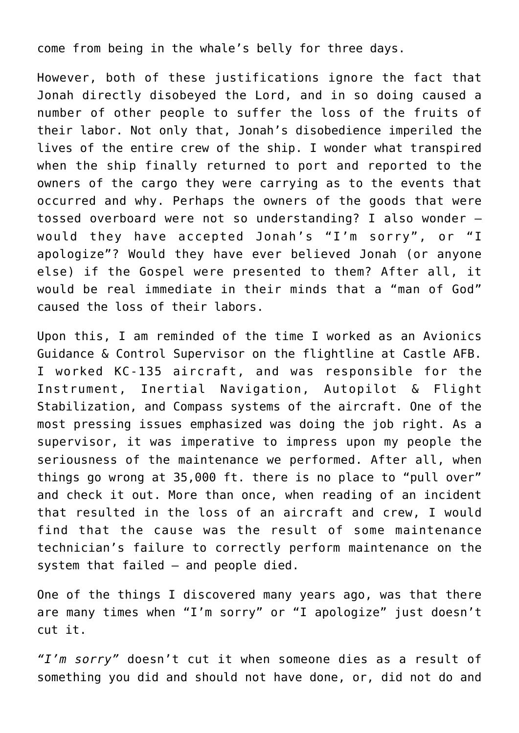come from being in the whale's belly for three days.

However, both of these justifications ignore the fact that Jonah directly disobeyed the Lord, and in so doing caused a number of other people to suffer the loss of the fruits of their labor. Not only that, Jonah's disobedience imperiled the lives of the entire crew of the ship. I wonder what transpired when the ship finally returned to port and reported to the owners of the cargo they were carrying as to the events that occurred and why. Perhaps the owners of the goods that were tossed overboard were not so understanding? I also wonder – would they have accepted Jonah's "I'm sorry", or "I apologize"? Would they have ever believed Jonah (or anyone else) if the Gospel were presented to them? After all, it would be real immediate in their minds that a "man of God" caused the loss of their labors.

Upon this, I am reminded of the time I worked as an Avionics Guidance & Control Supervisor on the flightline at Castle AFB. I worked KC-135 aircraft, and was responsible for the Instrument, Inertial Navigation, Autopilot & Flight Stabilization, and Compass systems of the aircraft. One of the most pressing issues emphasized was doing the job right. As a supervisor, it was imperative to impress upon my people the seriousness of the maintenance we performed. After all, when things go wrong at 35,000 ft. there is no place to "pull over" and check it out. More than once, when reading of an incident that resulted in the loss of an aircraft and crew, I would find that the cause was the result of some maintenance technician's failure to correctly perform maintenance on the system that failed – and people died.

One of the things I discovered many years ago, was that there are many times when "I'm sorry" or "I apologize" just doesn't cut it.

*"I'm sorry"* doesn't cut it when someone dies as a result of something you did and should not have done, or, did not do and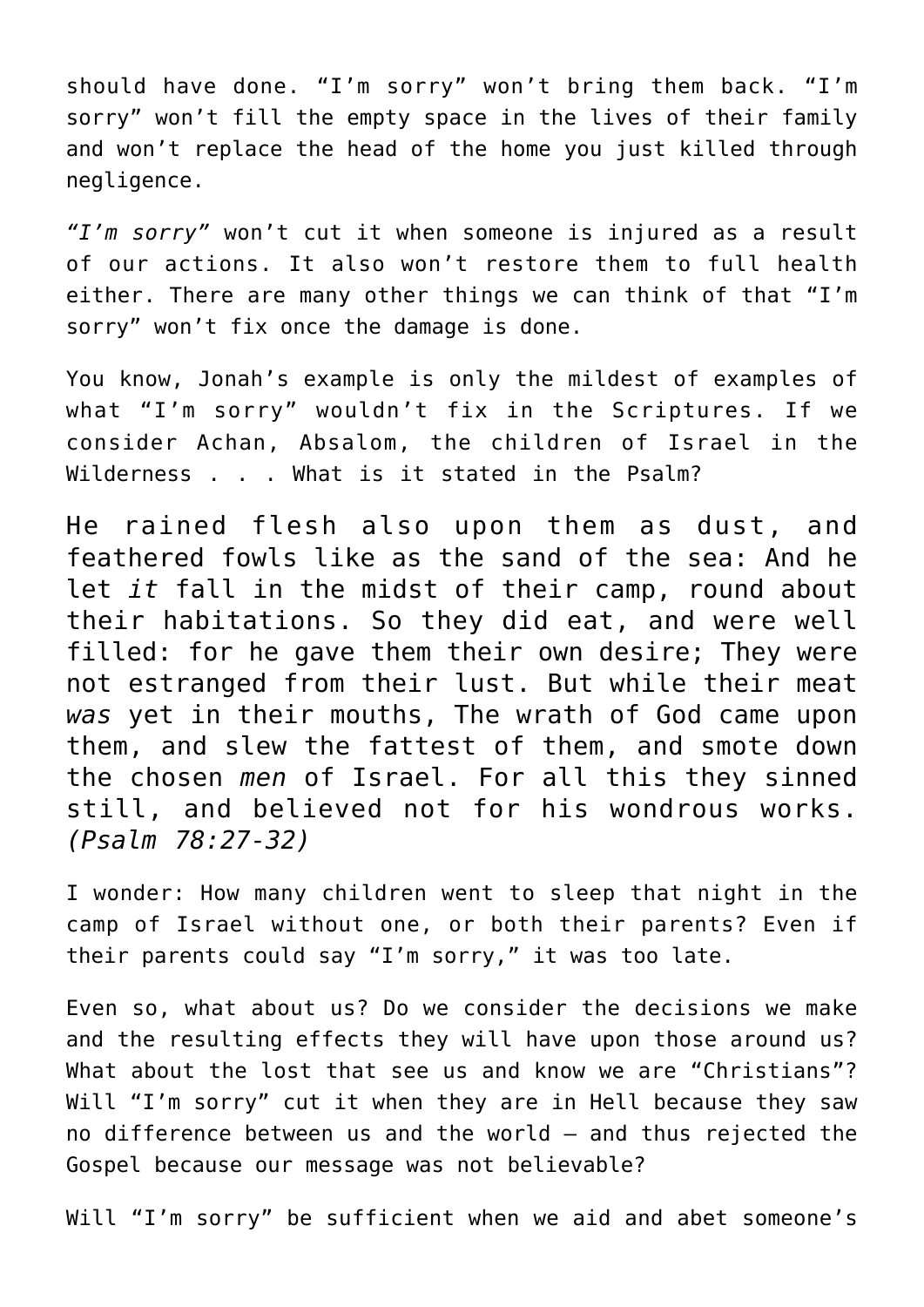should have done. "I'm sorry" won't bring them back. "I'm sorry" won't fill the empty space in the lives of their family and won't replace the head of the home you just killed through negligence.

*"I'm sorry"* won't cut it when someone is injured as a result of our actions. It also won't restore them to full health either. There are many other things we can think of that "I'm sorry" won't fix once the damage is done.

You know, Jonah's example is only the mildest of examples of what "I'm sorry" wouldn't fix in the Scriptures. If we consider Achan, Absalom, the children of Israel in the Wilderness . . . What is it stated in the Psalm?

He rained flesh also upon them as dust, and feathered fowls like as the sand of the sea: And he let *it* fall in the midst of their camp, round about their habitations. So they did eat, and were well filled: for he gave them their own desire; They were not estranged from their lust. But while their meat *was* yet in their mouths, The wrath of God came upon them, and slew the fattest of them, and smote down the chosen *men* of Israel. For all this they sinned still, and believed not for his wondrous works. *(Psalm 78:27-32)*

I wonder: How many children went to sleep that night in the camp of Israel without one, or both their parents? Even if their parents could say "I'm sorry," it was too late.

Even so, what about us? Do we consider the decisions we make and the resulting effects they will have upon those around us? What about the lost that see us and know we are "Christians"? Will "I'm sorry" cut it when they are in Hell because they saw no difference between us and the world – and thus rejected the Gospel because our message was not believable?

Will "I'm sorry" be sufficient when we aid and abet someone's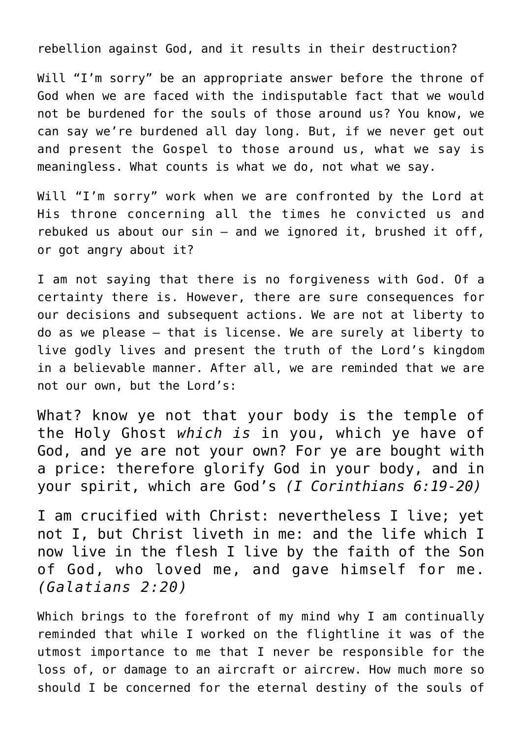rebellion against God, and it results in their destruction?

Will “I’m sorry” be an appropriate answer before the throne of God when we are faced with the indisputable fact that we would not be burdened for the souls of those around us? You know, we can say we’re burdened all day long. But, if we never get out and present the Gospel to those around us, what we say is meaningless. What counts is what we do, not what we say.

Will “I’m sorry” work when we are confronted by the Lord at His throne concerning all the times he convicted us and rebuked us about our sin – and we ignored it, brushed it off, or got angry about it?

I am not saying that there is no forgiveness with God. Of a certainty there is. However, there are sure consequences for our decisions and subsequent actions. We are not at liberty to do as we please – that is license. We are surely at liberty to live godly lives and present the truth of the Lord’s kingdom in a believable manner. After all, we are reminded that we are not our own, but the Lord’s:

> What? know ye not that your body is the temple of the Holy Ghost *which is* in you, which ye have of God, and ye are not your own? For ye are bought with a price: therefore glorify God in your body, and in your spirit, which are God’s *(I Corinthians 6:19-20)*

> I am crucified with Christ: nevertheless I live; yet not I, but Christ liveth in me: and the life which I now live in the flesh I live by the faith of the Son of God, who loved me, and gave himself for me. *(Galatians 2:20)*

Which brings to the forefront of my mind why I am continually reminded that while I worked on the flightline it was of the utmost importance to me that I never be responsible for the loss of, or damage to an aircraft or aircrew. How much more so should I be concerned for the eternal destiny of the souls of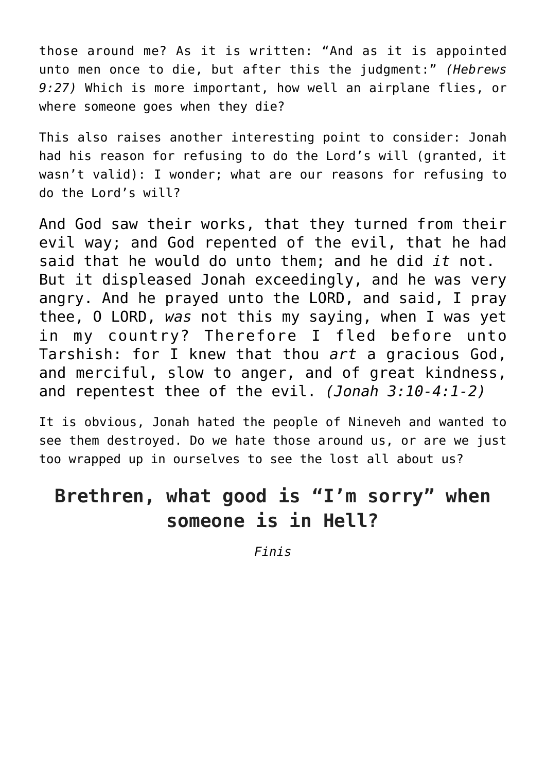those around me? As it is written: “And as it is appointed unto men once to die, but after this the judgment:” *(Hebrews 9:27)* Which is more important, how well an airplane flies, or where someone goes when they die?

This also raises another interesting point to consider: Jonah had his reason for refusing to do the Lord’s will (granted, it wasn’t valid): I wonder; what are our reasons for refusing to do the Lord’s will?

And God saw their works, that they turned from their evil way; and God repented of the evil, that he had said that he would do unto them; and he did *it* not. But it displeased Jonah exceedingly, and he was very angry. And he prayed unto the LORD, and said, I pray thee, O LORD, *was* not this my saying, when I was yet in my country? Therefore I fled before unto Tarshish: for I knew that thou *art* a gracious God, and merciful, slow to anger, and of great kindness, and repentest thee of the evil. *(Jonah 3:10-4:1-2)*

It is obvious, Jonah hated the people of Nineveh and wanted to see them destroyed. Do we hate those around us, or are we just too wrapped up in ourselves to see the lost all about us?

## Brethren, what good is “I’m sorry” when someone is in Hell?

*Finis*